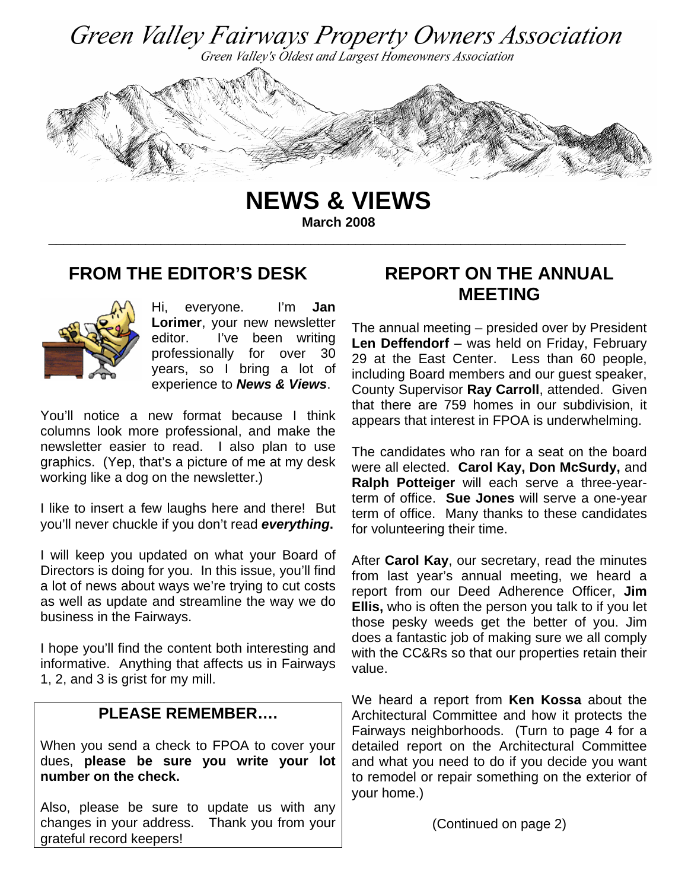# Green Valley Fairways Property Owners Association

*Green Valley's Oldest and Largest Homeowners Association*

# NEWS & VIEWS

**March 2008**

---

## FROM THE EDITOR'S DESK

Hi, everyone. I'm **Jan Lorimer**, your new newsletter editor. I've been writing professionally for over 30 years, so I bring a lot of experience to ***News & Views***.

You'll notice a new format because I think columns look more professional, and make the newsletter easier to read. I also plan to use graphics. (Yep, that's a picture of me at my desk working like a dog on the newsletter.)

I like to insert a few laughs here and there! But you'll never chuckle if you don't read ***everything*****.**

I will keep you updated on what your Board of Directors is doing for you. In this issue, you'll find a lot of news about ways we're trying to cut costs as well as update and streamline the way we do business in the Fairways.

I hope you'll find the content both interesting and informative. Anything that affects us in Fairways 1, 2, and 3 is grist for my mill.

### PLEASE REMEMBER….

When you send a check to FPOA to cover your dues, **please be sure you write your lot number on the check.**

Also, please be sure to update us with any changes in your address. Thank you from your grateful record keepers!

## REPORT ON THE ANNUAL MEETING

The annual meeting – presided over by President **Len Deffendorf** – was held on Friday, February 29 at the East Center. Less than 60 people, including Board members and our guest speaker, County Supervisor **Ray Carroll**, attended. Given that there are 759 homes in our subdivision, it appears that interest in FPOA is underwhelming.

The candidates who ran for a seat on the board were all elected. **Carol Kay, Don McSurdy,** and **Ralph Potteiger** will each serve a three-year-term of office. **Sue Jones** will serve a one-year term of office. Many thanks to these candidates for volunteering their time.

After **Carol Kay**, our secretary, read the minutes from last year's annual meeting, we heard a report from our Deed Adherence Officer, **Jim Ellis,** who is often the person you talk to if you let those pesky weeds get the better of you. Jim does a fantastic job of making sure we all comply with the CC&Rs so that our properties retain their value.

We heard a report from **Ken Kossa** about the Architectural Committee and how it protects the Fairways neighborhoods. (Turn to page 4 for a detailed report on the Architectural Committee and what you need to do if you decide you want to remodel or repair something on the exterior of your home.)

(Continued on page 2)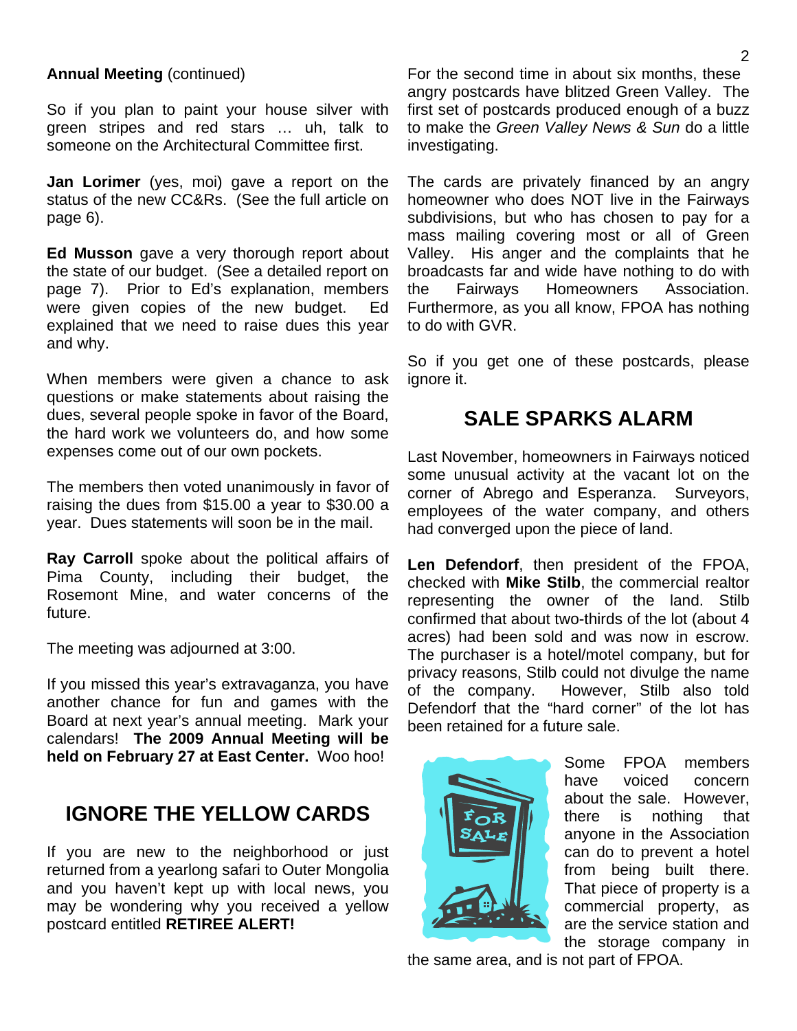**Annual Meeting** (continued)

So if you plan to paint your house silver with green stripes and red stars … uh, talk to someone on the Architectural Committee first.

**Jan Lorimer** (yes, moi) gave a report on the status of the new CC&Rs. (See the full article on page 6).

**Ed Musson** gave a very thorough report about the state of our budget. (See a detailed report on page 7). Prior to Ed's explanation, members were given copies of the new budget. Ed explained that we need to raise dues this year and why.

When members were given a chance to ask questions or make statements about raising the dues, several people spoke in favor of the Board, the hard work we volunteers do, and how some expenses come out of our own pockets.

The members then voted unanimously in favor of raising the dues from $15.00 a year to $30.00 a year. Dues statements will soon be in the mail.

**Ray Carroll** spoke about the political affairs of Pima County, including their budget, the Rosemont Mine, and water concerns of the future.

The meeting was adjourned at 3:00.

If you missed this year's extravaganza, you have another chance for fun and games with the Board at next year's annual meeting. Mark your calendars! **The 2009 Annual Meeting will be held on February 27 at East Center.** Woo hoo!

## IGNORE THE YELLOW CARDS

If you are new to the neighborhood or just returned from a yearlong safari to Outer Mongolia and you haven't kept up with local news, you may be wondering why you received a yellow postcard entitled **RETIREE ALERT!**

For the second time in about six months, these angry postcards have blitzed Green Valley. The first set of postcards produced enough of a buzz to make the *Green Valley News & Sun* do a little investigating.

The cards are privately financed by an angry homeowner who does NOT live in the Fairways subdivisions, but who has chosen to pay for a mass mailing covering most or all of Green Valley. His anger and the complaints that he broadcasts far and wide have nothing to do with the Fairways Homeowners Association. Furthermore, as you all know, FPOA has nothing to do with GVR.

So if you get one of these postcards, please ignore it.

## SALE SPARKS ALARM

Last November, homeowners in Fairways noticed some unusual activity at the vacant lot on the corner of Abrego and Esperanza. Surveyors, employees of the water company, and others had converged upon the piece of land.

**Len Defendorf**, then president of the FPOA, checked with **Mike Stilb**, the commercial realtor representing the owner of the land. Stilb confirmed that about two-thirds of the lot (about 4 acres) had been sold and was now in escrow. The purchaser is a hotel/motel company, but for privacy reasons, Stilb could not divulge the name of the company. However, Stilb also told Defendorf that the "hard corner" of the lot has been retained for a future sale.

Some FPOA members have voiced concern about the sale. However, there is nothing that anyone in the Association can do to prevent a hotel from being built there. That piece of property is a commercial property, as are the service station and the storage company in the same area, and is not part of FPOA.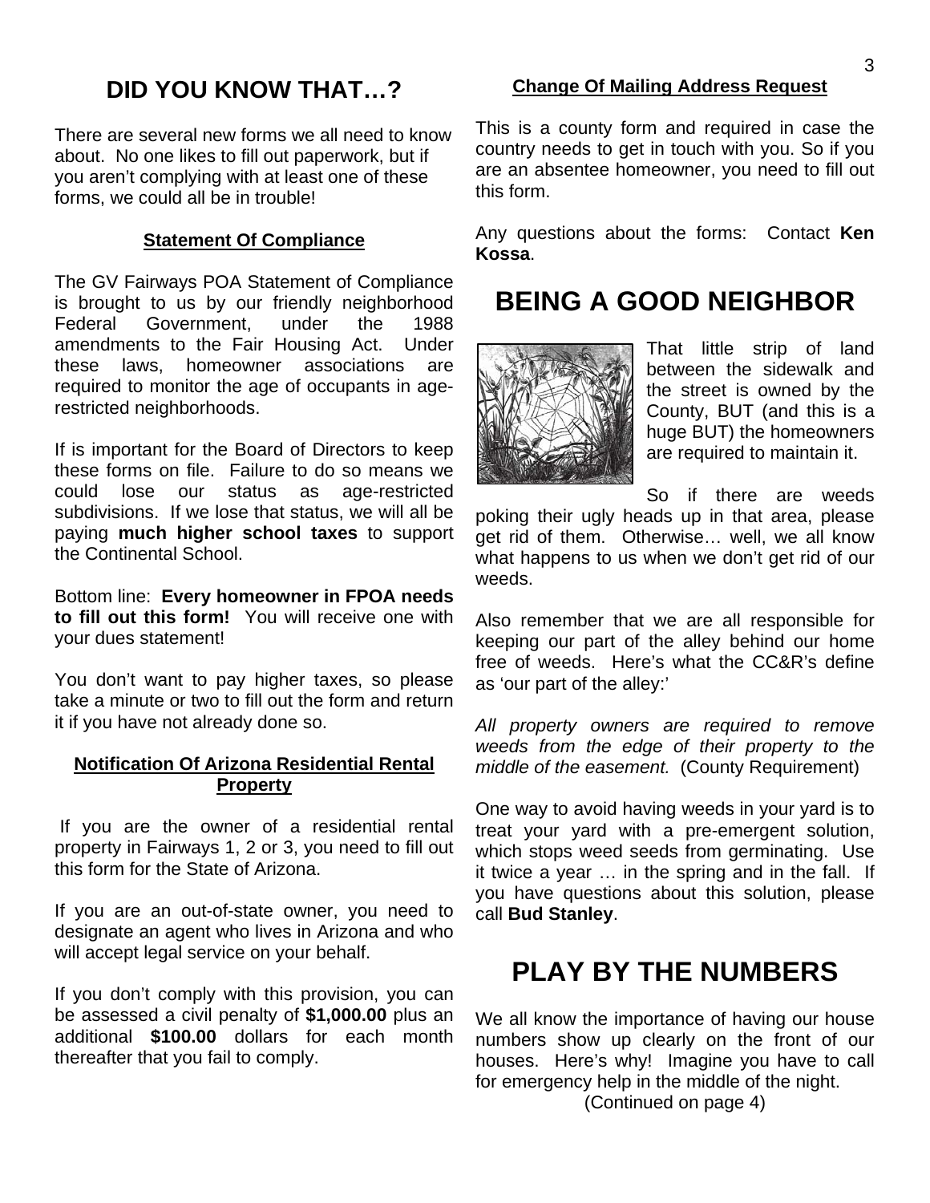## DID YOU KNOW THAT…?

There are several new forms we all need to know about. No one likes to fill out paperwork, but if you aren't complying with at least one of these forms, we could all be in trouble!

### Statement Of Compliance

The GV Fairways POA Statement of Compliance is brought to us by our friendly neighborhood Federal Government, under the 1988 amendments to the Fair Housing Act. Under these laws, homeowner associations are required to monitor the age of occupants in age-restricted neighborhoods.

If is important for the Board of Directors to keep these forms on file. Failure to do so means we could lose our status as age-restricted subdivisions. If we lose that status, we will all be paying **much higher school taxes** to support the Continental School.

Bottom line: **Every homeowner in FPOA needs to fill out this form!** You will receive one with your dues statement!

You don't want to pay higher taxes, so please take a minute or two to fill out the form and return it if you have not already done so.

### Notification Of Arizona Residential Rental Property

If you are the owner of a residential rental property in Fairways 1, 2 or 3, you need to fill out this form for the State of Arizona.

If you are an out-of-state owner, you need to designate an agent who lives in Arizona and who will accept legal service on your behalf.

If you don't comply with this provision, you can be assessed a civil penalty of **$1,000.00** plus an additional **$100.00** dollars for each month thereafter that you fail to comply.

### Change Of Mailing Address Request

This is a county form and required in case the country needs to get in touch with you. So if you are an absentee homeowner, you need to fill out this form.

Any questions about the forms: Contact **Ken Kossa**.

## BEING A GOOD NEIGHBOR

That little strip of land between the sidewalk and the street is owned by the County, BUT (and this is a huge BUT) the homeowners are required to maintain it.

So if there are weeds poking their ugly heads up in that area, please get rid of them. Otherwise… well, we all know what happens to us when we don't get rid of our weeds.

Also remember that we are all responsible for keeping our part of the alley behind our home free of weeds. Here's what the CC&R's define as 'our part of the alley:'

*All property owners are required to remove weeds from the edge of their property to the middle of the easement.* (County Requirement)

One way to avoid having weeds in your yard is to treat your yard with a pre-emergent solution, which stops weed seeds from germinating. Use it twice a year … in the spring and in the fall. If you have questions about this solution, please call **Bud Stanley**.

## PLAY BY THE NUMBERS

We all know the importance of having our house numbers show up clearly on the front of our houses. Here's why! Imagine you have to call for emergency help in the middle of the night.

(Continued on page 4)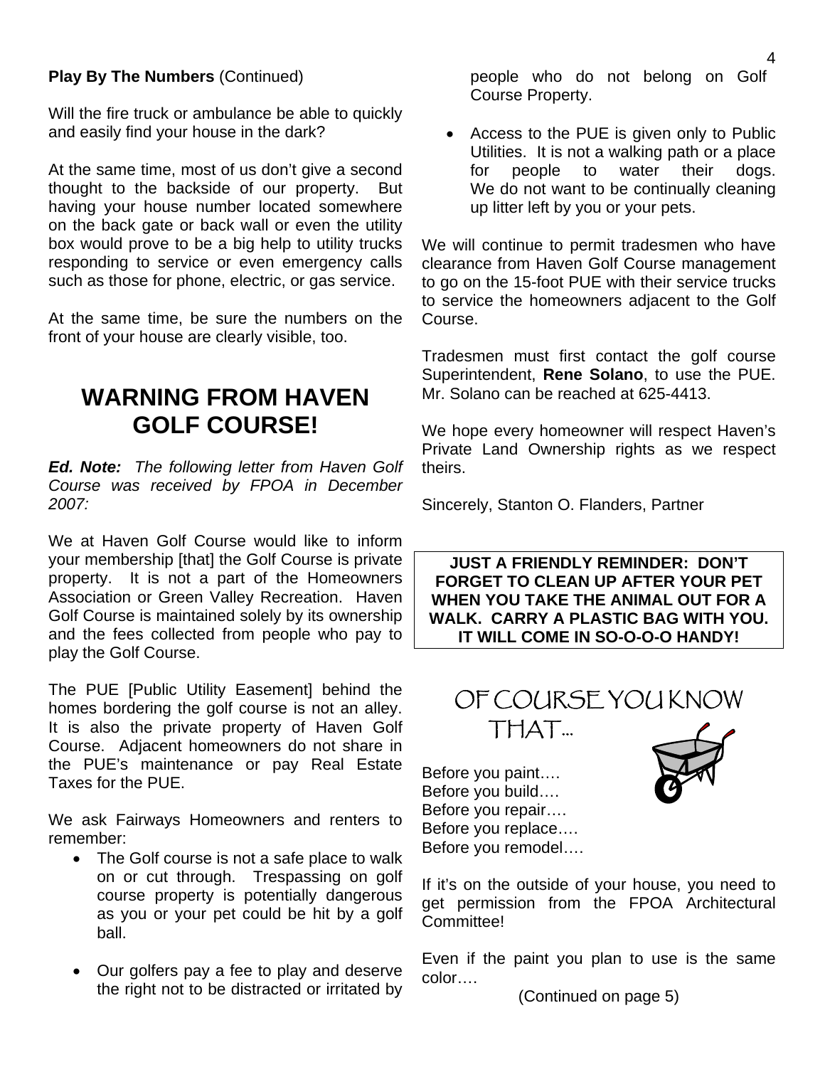**Play By The Numbers** (Continued)

Will the fire truck or ambulance be able to quickly and easily find your house in the dark?

At the same time, most of us don't give a second thought to the backside of our property. But having your house number located somewhere on the back gate or back wall or even the utility box would prove to be a big help to utility trucks responding to service or even emergency calls such as those for phone, electric, or gas service.

At the same time, be sure the numbers on the front of your house are clearly visible, too.

## WARNING FROM HAVEN GOLF COURSE!

***Ed. Note:*** *The following letter from Haven Golf Course was received by FPOA in December 2007:*

We at Haven Golf Course would like to inform your membership [that] the Golf Course is private property. It is not a part of the Homeowners Association or Green Valley Recreation. Haven Golf Course is maintained solely by its ownership and the fees collected from people who pay to play the Golf Course.

The PUE [Public Utility Easement] behind the homes bordering the golf course is not an alley. It is also the private property of Haven Golf Course. Adjacent homeowners do not share in the PUE's maintenance or pay Real Estate Taxes for the PUE.

We ask Fairways Homeowners and renters to remember:

- The Golf course is not a safe place to walk on or cut through. Trespassing on golf course property is potentially dangerous as you or your pet could be hit by a golf ball.
- Our golfers pay a fee to play and deserve the right not to be distracted or irritated by people who do not belong on Golf Course Property.
- Access to the PUE is given only to Public Utilities. It is not a walking path or a place for people to water their dogs. We do not want to be continually cleaning up litter left by you or your pets.

We will continue to permit tradesmen who have clearance from Haven Golf Course management to go on the 15-foot PUE with their service trucks to service the homeowners adjacent to the Golf Course.

Tradesmen must first contact the golf course Superintendent, **Rene Solano**, to use the PUE. Mr. Solano can be reached at 625-4413.

We hope every homeowner will respect Haven's Private Land Ownership rights as we respect theirs.

Sincerely, Stanton O. Flanders, Partner

**JUST A FRIENDLY REMINDER: DON'T FORGET TO CLEAN UP AFTER YOUR PET WHEN YOU TAKE THE ANIMAL OUT FOR A WALK. CARRY A PLASTIC BAG WITH YOU. IT WILL COME IN SO-O-O-O HANDY!**

## OF COURSE YOU KNOW THAT…

Before you paint….
Before you build….
Before you repair….
Before you replace….
Before you remodel….

If it's on the outside of your house, you need to get permission from the FPOA Architectural Committee!

Even if the paint you plan to use is the same color….

(Continued on page 5)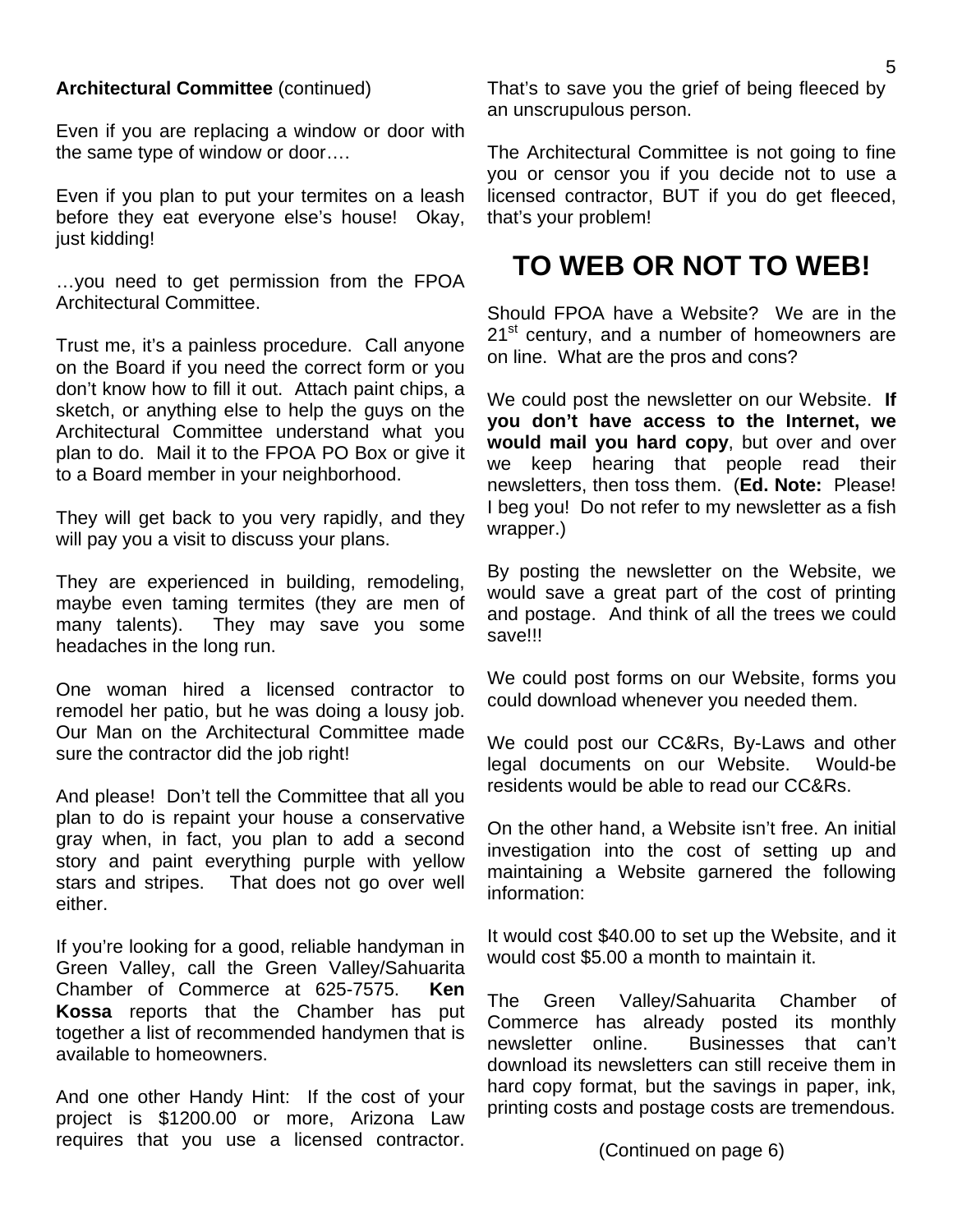**Architectural Committee** (continued)

Even if you are replacing a window or door with the same type of window or door….

Even if you plan to put your termites on a leash before they eat everyone else's house! Okay, just kidding!

…you need to get permission from the FPOA Architectural Committee.

Trust me, it's a painless procedure. Call anyone on the Board if you need the correct form or you don't know how to fill it out. Attach paint chips, a sketch, or anything else to help the guys on the Architectural Committee understand what you plan to do. Mail it to the FPOA PO Box or give it to a Board member in your neighborhood.

They will get back to you very rapidly, and they will pay you a visit to discuss your plans.

They are experienced in building, remodeling, maybe even taming termites (they are men of many talents). They may save you some headaches in the long run.

One woman hired a licensed contractor to remodel her patio, but he was doing a lousy job. Our Man on the Architectural Committee made sure the contractor did the job right!

And please! Don't tell the Committee that all you plan to do is repaint your house a conservative gray when, in fact, you plan to add a second story and paint everything purple with yellow stars and stripes. That does not go over well either.

If you're looking for a good, reliable handyman in Green Valley, call the Green Valley/Sahuarita Chamber of Commerce at 625-7575. **Ken Kossa** reports that the Chamber has put together a list of recommended handymen that is available to homeowners.

And one other Handy Hint: If the cost of your project is $1200.00 or more, Arizona Law requires that you use a licensed contractor. That's to save you the grief of being fleeced by an unscrupulous person.

The Architectural Committee is not going to fine you or censor you if you decide not to use a licensed contractor, BUT if you do get fleeced, that's your problem!

## TO WEB OR NOT TO WEB!

Should FPOA have a Website? We are in the 21st century, and a number of homeowners are on line. What are the pros and cons?

We could post the newsletter on our Website. **If you don't have access to the Internet, we would mail you hard copy**, but over and over we keep hearing that people read their newsletters, then toss them. (**Ed. Note:** Please! I beg you! Do not refer to my newsletter as a fish wrapper.)

By posting the newsletter on the Website, we would save a great part of the cost of printing and postage. And think of all the trees we could save!!!

We could post forms on our Website, forms you could download whenever you needed them.

We could post our CC&Rs, By-Laws and other legal documents on our Website. Would-be residents would be able to read our CC&Rs.

On the other hand, a Website isn't free. An initial investigation into the cost of setting up and maintaining a Website garnered the following information:

It would cost $40.00 to set up the Website, and it would cost $5.00 a month to maintain it.

The Green Valley/Sahuarita Chamber of Commerce has already posted its monthly newsletter online. Businesses that can't download its newsletters can still receive them in hard copy format, but the savings in paper, ink, printing costs and postage costs are tremendous.

(Continued on page 6)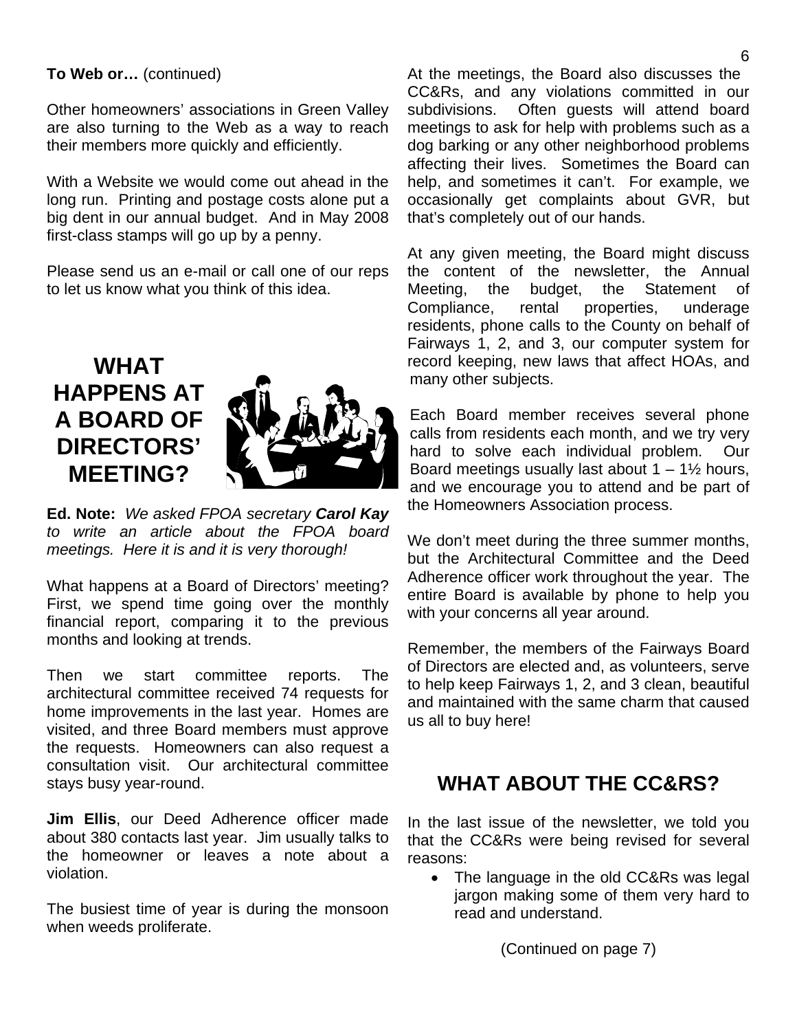**To Web or…** (continued)

Other homeowners' associations in Green Valley are also turning to the Web as a way to reach their members more quickly and efficiently.

With a Website we would come out ahead in the long run. Printing and postage costs alone put a big dent in our annual budget. And in May 2008 first-class stamps will go up by a penny.

Please send us an e-mail or call one of our reps to let us know what you think of this idea.

## WHAT HAPPENS AT A BOARD OF DIRECTORS' MEETING?

**Ed. Note:** *We asked FPOA secretary* ***Carol Kay*** *to write an article about the FPOA board meetings. Here it is and it is very thorough!*

What happens at a Board of Directors' meeting? First, we spend time going over the monthly financial report, comparing it to the previous months and looking at trends.

Then we start committee reports. The architectural committee received 74 requests for home improvements in the last year. Homes are visited, and three Board members must approve the requests. Homeowners can also request a consultation visit. Our architectural committee stays busy year-round.

**Jim Ellis**, our Deed Adherence officer made about 380 contacts last year. Jim usually talks to the homeowner or leaves a note about a violation.

The busiest time of year is during the monsoon when weeds proliferate.

At the meetings, the Board also discusses the CC&Rs, and any violations committed in our subdivisions. Often guests will attend board meetings to ask for help with problems such as a dog barking or any other neighborhood problems affecting their lives. Sometimes the Board can help, and sometimes it can't. For example, we occasionally get complaints about GVR, but that's completely out of our hands.

At any given meeting, the Board might discuss the content of the newsletter, the Annual Meeting, the budget, the Statement of Compliance, rental properties, underage residents, phone calls to the County on behalf of Fairways 1, 2, and 3, our computer system for record keeping, new laws that affect HOAs, and many other subjects.

Each Board member receives several phone calls from residents each month, and we try very hard to solve each individual problem. Our Board meetings usually last about 1 – 1½ hours, and we encourage you to attend and be part of the Homeowners Association process.

We don't meet during the three summer months, but the Architectural Committee and the Deed Adherence officer work throughout the year. The entire Board is available by phone to help you with your concerns all year around.

Remember, the members of the Fairways Board of Directors are elected and, as volunteers, serve to help keep Fairways 1, 2, and 3 clean, beautiful and maintained with the same charm that caused us all to buy here!

## WHAT ABOUT THE CC&RS?

In the last issue of the newsletter, we told you that the CC&Rs were being revised for several reasons:

- The language in the old CC&Rs was legal jargon making some of them very hard to read and understand.

(Continued on page 7)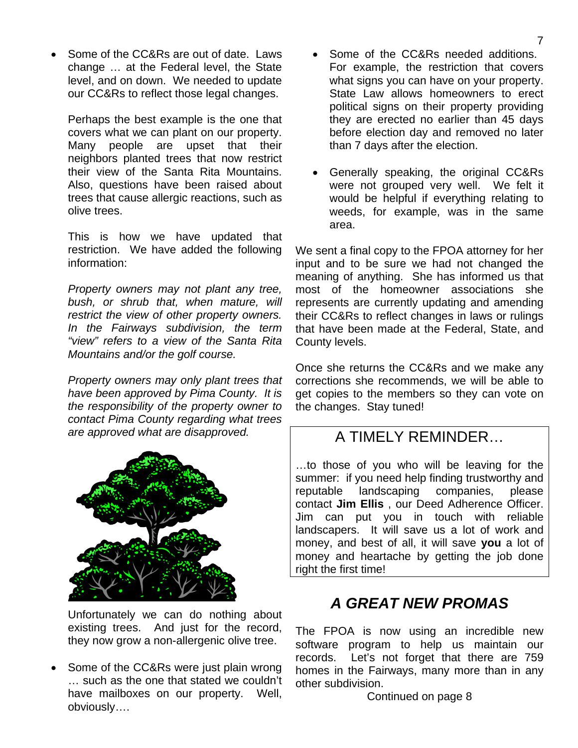- Some of the CC&Rs are out of date. Laws change … at the Federal level, the State level, and on down. We needed to update our CC&Rs to reflect those legal changes.

  Perhaps the best example is the one that covers what we can plant on our property. Many people are upset that their neighbors planted trees that now restrict their view of the Santa Rita Mountains. Also, questions have been raised about trees that cause allergic reactions, such as olive trees.

  This is how we have updated that restriction. We have added the following information:

  *Property owners may not plant any tree, bush, or shrub that, when mature, will restrict the view of other property owners. In the Fairways subdivision, the term "view" refers to a view of the Santa Rita Mountains and/or the golf course.*

  *Property owners may only plant trees that have been approved by Pima County. It is the responsibility of the property owner to contact Pima County regarding what trees are approved what are disapproved.*

  Unfortunately we can do nothing about existing trees. And just for the record, they now grow a non-allergenic olive tree.

- Some of the CC&Rs were just plain wrong … such as the one that stated we couldn't have mailboxes on our property. Well, obviously….

- Some of the CC&Rs needed additions. For example, the restriction that covers what signs you can have on your property. State Law allows homeowners to erect political signs on their property providing they are erected no earlier than 45 days before election day and removed no later than 7 days after the election.

- Generally speaking, the original CC&Rs were not grouped very well. We felt it would be helpful if everything relating to weeds, for example, was in the same area.

We sent a final copy to the FPOA attorney for her input and to be sure we had not changed the meaning of anything. She has informed us that most of the homeowner associations she represents are currently updating and amending their CC&Rs to reflect changes in laws or rulings that have been made at the Federal, State, and County levels.

Once she returns the CC&Rs and we make any corrections she recommends, we will be able to get copies to the members so they can vote on the changes. Stay tuned!

## A TIMELY REMINDER…

…to those of you who will be leaving for the summer: if you need help finding trustworthy and reputable landscaping companies, please contact **Jim Ellis** , our Deed Adherence Officer. Jim can put you in touch with reliable landscapers. It will save us a lot of work and money, and best of all, it will save **you** a lot of money and heartache by getting the job done right the first time!

## *A GREAT NEW PROMAS*

The FPOA is now using an incredible new software program to help us maintain our records. Let's not forget that there are 759 homes in the Fairways, many more than in any other subdivision.

Continued on page 8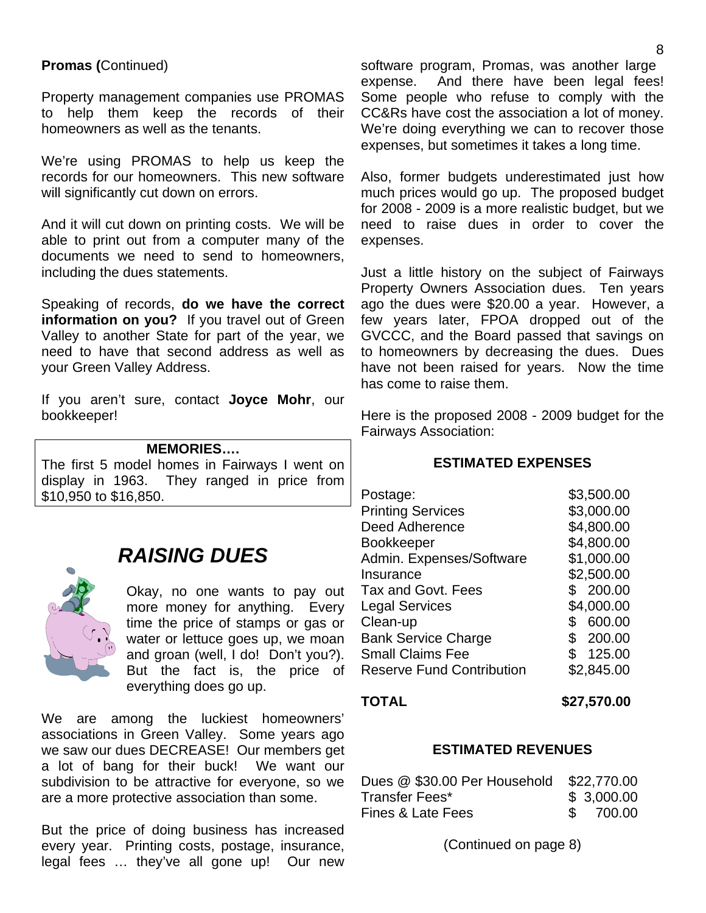**Promas (**Continued)

Property management companies use PROMAS to help them keep the records of their homeowners as well as the tenants.

We're using PROMAS to help us keep the records for our homeowners. This new software will significantly cut down on errors.

And it will cut down on printing costs. We will be able to print out from a computer many of the documents we need to send to homeowners, including the dues statements.

Speaking of records, **do we have the correct information on you?** If you travel out of Green Valley to another State for part of the year, we need to have that second address as well as your Green Valley Address.

If you aren't sure, contact **Joyce Mohr**, our bookkeeper!

**MEMORIES….**

The first 5 model homes in Fairways I went on display in 1963. They ranged in price from $10,950 to $16,850.

## *RAISING DUES*

Okay, no one wants to pay out more money for anything. Every time the price of stamps or gas or water or lettuce goes up, we moan and groan (well, I do! Don't you?). But the fact is, the price of everything does go up.

We are among the luckiest homeowners' associations in Green Valley. Some years ago we saw our dues DECREASE! Our members get a lot of bang for their buck! We want our subdivision to be attractive for everyone, so we are a more protective association than some.

But the price of doing business has increased every year. Printing costs, postage, insurance, legal fees … they've all gone up! Our new software program, Promas, was another large expense. And there have been legal fees! Some people who refuse to comply with the CC&Rs have cost the association a lot of money. We're doing everything we can to recover those expenses, but sometimes it takes a long time.

Also, former budgets underestimated just how much prices would go up. The proposed budget for 2008 - 2009 is a more realistic budget, but we need to raise dues in order to cover the expenses.

Just a little history on the subject of Fairways Property Owners Association dues. Ten years ago the dues were $20.00 a year. However, a few years later, FPOA dropped out of the GVCCC, and the Board passed that savings on to homeowners by decreasing the dues. Dues have not been raised for years. Now the time has come to raise them.

Here is the proposed 2008 - 2009 budget for the Fairways Association:

**ESTIMATED EXPENSES**

| | |
|---|---|
| Postage: | $3,500.00 |
| Printing Services | $3,000.00 |
| Deed Adherence | $4,800.00 |
| Bookkeeper | $4,800.00 |
| Admin. Expenses/Software | $1,000.00 |
| Insurance | $2,500.00 |
| Tax and Govt. Fees | $ 200.00 |
| Legal Services | $4,000.00 |
| Clean-up | $ 600.00 |
| Bank Service Charge | $ 200.00 |
| Small Claims Fee | $ 125.00 |
| Reserve Fund Contribution | $2,845.00 |
| **TOTAL** | **$27,570.00** |

**ESTIMATED REVENUES**

| | |
|---|---|
| Dues @ $30.00 Per Household | $22,770.00 |
| Transfer Fees* | $ 3,000.00 |
| Fines & Late Fees | $ 700.00 |

(Continued on page 8)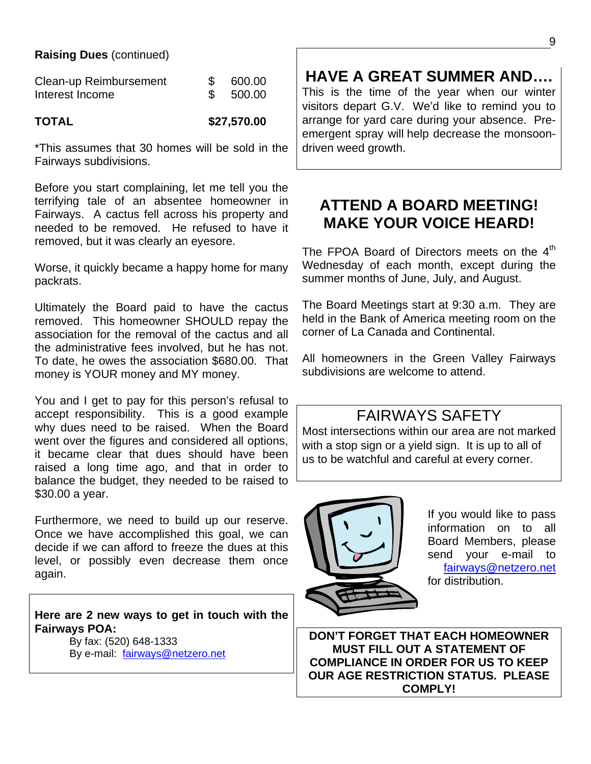**Raising Dues** (continued)

| | |
|---|---|
| Clean-up Reimbursement | $ 600.00 |
| Interest Income | $ 500.00 |
| **TOTAL** | **$27,570.00** |

*This assumes that 30 homes will be sold in the Fairways subdivisions.

Before you start complaining, let me tell you the terrifying tale of an absentee homeowner in Fairways. A cactus fell across his property and needed to be removed. He refused to have it removed, but it was clearly an eyesore.

Worse, it quickly became a happy home for many packrats.

Ultimately the Board paid to have the cactus removed. This homeowner SHOULD repay the association for the removal of the cactus and all the administrative fees involved, but he has not. To date, he owes the association $680.00. That money is YOUR money and MY money.

You and I get to pay for this person's refusal to accept responsibility. This is a good example why dues need to be raised. When the Board went over the figures and considered all options, it became clear that dues should have been raised a long time ago, and that in order to balance the budget, they needed to be raised to $30.00 a year.

Furthermore, we need to build up our reserve. Once we have accomplished this goal, we can decide if we can afford to freeze the dues at this level, or possibly even decrease them once again.

**Here are 2 new ways to get in touch with the Fairways POA:**

By fax: (520) 648-1333
By e-mail: fairways@netzero.net

## HAVE A GREAT SUMMER AND….

This is the time of the year when our winter visitors depart G.V. We'd like to remind you to arrange for yard care during your absence. Pre-emergent spray will help decrease the monsoon-driven weed growth.

## ATTEND A BOARD MEETING! MAKE YOUR VOICE HEARD!

The FPOA Board of Directors meets on the 4th Wednesday of each month, except during the summer months of June, July, and August.

The Board Meetings start at 9:30 a.m. They are held in the Bank of America meeting room on the corner of La Canada and Continental.

All homeowners in the Green Valley Fairways subdivisions are welcome to attend.

## FAIRWAYS SAFETY

Most intersections within our area are not marked with a stop sign or a yield sign. It is up to all of us to be watchful and careful at every corner.

If you would like to pass information on to all Board Members, please send your e-mail to fairways@netzero.net for distribution.

**DON'T FORGET THAT EACH HOMEOWNER MUST FILL OUT A STATEMENT OF COMPLIANCE IN ORDER FOR US TO KEEP OUR AGE RESTRICTION STATUS. PLEASE COMPLY!**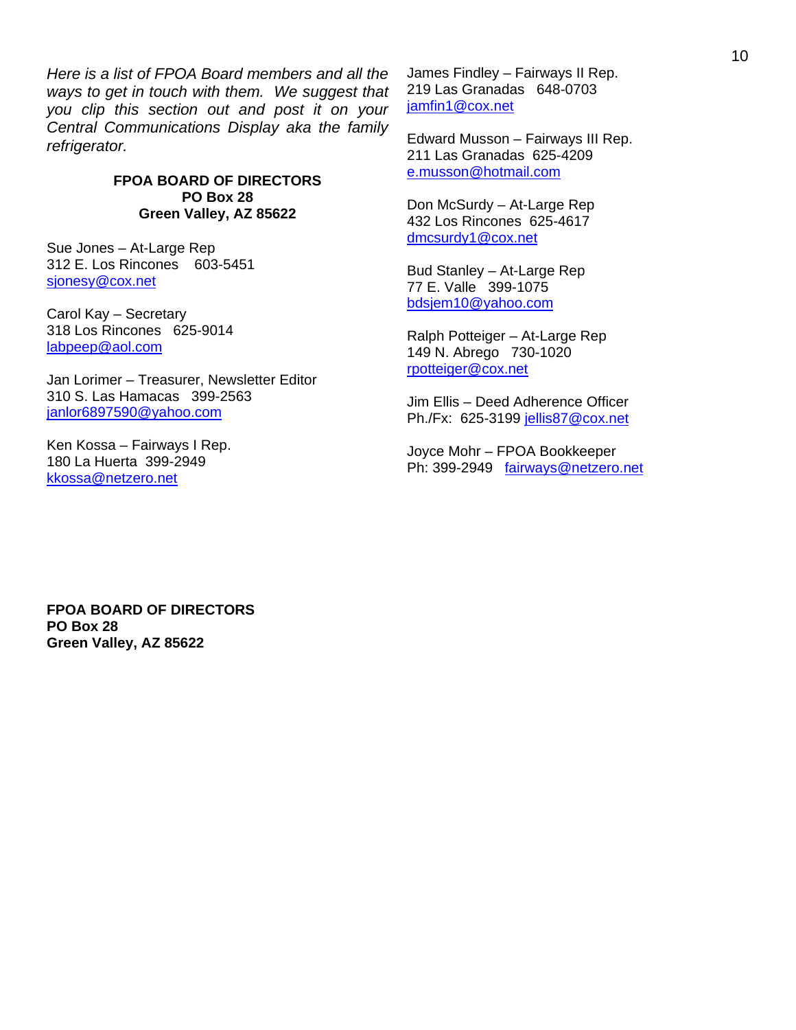*Here is a list of FPOA Board members and all the ways to get in touch with them. We suggest that you clip this section out and post it on your Central Communications Display aka the family refrigerator.*

**FPOA BOARD OF DIRECTORS**
**PO Box 28**
**Green Valley, AZ 85622**

Sue Jones – At-Large Rep
312 E. Los Rincones 603-5451
sjonesy@cox.net

Carol Kay – Secretary
318 Los Rincones 625-9014
labpeep@aol.com

Jan Lorimer – Treasurer, Newsletter Editor
310 S. Las Hamacas 399-2563
janlor6897590@yahoo.com

Ken Kossa – Fairways I Rep.
180 La Huerta 399-2949
kkossa@netzero.net

James Findley – Fairways II Rep.
219 Las Granadas 648-0703
jamfin1@cox.net

Edward Musson – Fairways III Rep.
211 Las Granadas 625-4209
e.musson@hotmail.com

Don McSurdy – At-Large Rep
432 Los Rincones 625-4617
dmcsurdy1@cox.net

Bud Stanley – At-Large Rep
77 E. Valle 399-1075
bdsjem10@yahoo.com

Ralph Potteiger – At-Large Rep
149 N. Abrego 730-1020
rpotteiger@cox.net

Jim Ellis – Deed Adherence Officer
Ph./Fx: 625-3199 jellis87@cox.net

Joyce Mohr – FPOA Bookkeeper
Ph: 399-2949 fairways@netzero.net

**FPOA BOARD OF DIRECTORS**
**PO Box 28**
**Green Valley, AZ 85622**